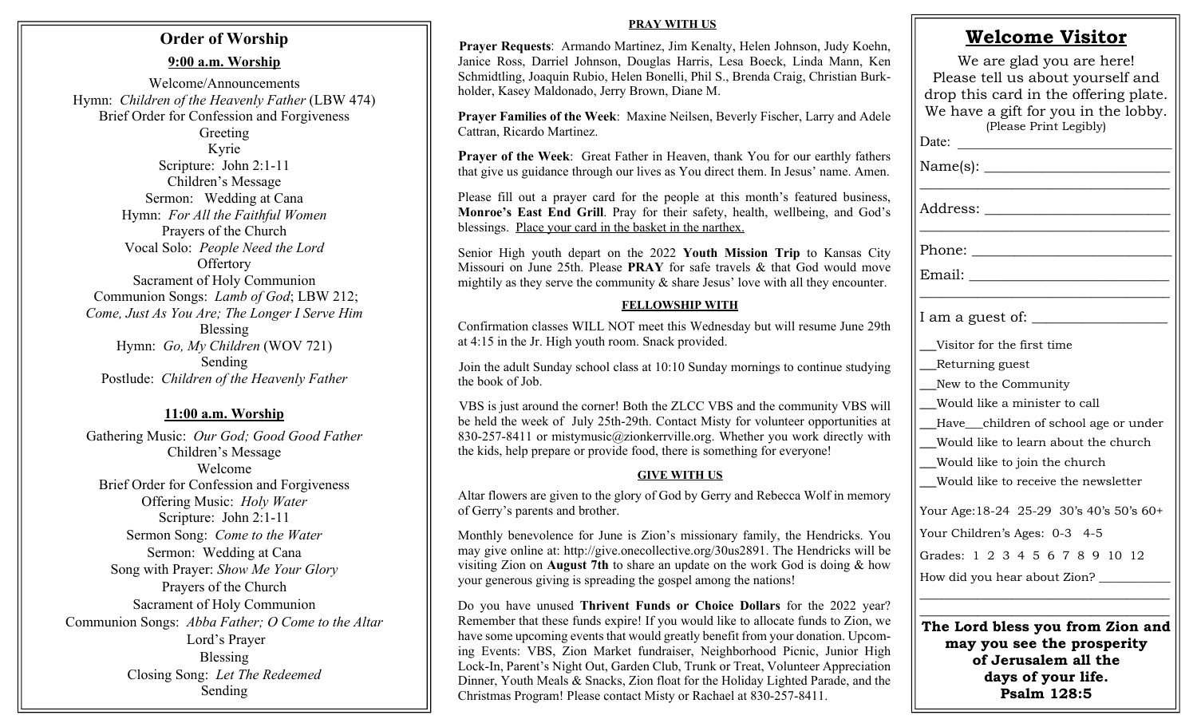## Order of Worship

### 9:00 a.m. Worship

Welcome/Announcements
Hymn: *Children of the Heavenly Father* (LBW 474)
Brief Order for Confession and Forgiveness
Greeting
Kyrie
Scripture: John 2:1-11
Children's Message
Sermon: Wedding at Cana
Hymn: *For All the Faithful Women*
Prayers of the Church
Vocal Solo: *People Need the Lord*
Offertory
Sacrament of Holy Communion
Communion Songs: *Lamb of God*; LBW 212; *Come, Just As You Are; The Longer I Serve Him*
Blessing
Hymn: *Go, My Children* (WOV 721)
Sending
Postlude: *Children of the Heavenly Father*

### 11:00 a.m. Worship

Gathering Music: *Our God; Good Good Father*
Children's Message
Welcome
Brief Order for Confession and Forgiveness
Offering Music: *Holy Water*
Scripture: John 2:1-11
Sermon Song: *Come to the Water*
Sermon: Wedding at Cana
Song with Prayer: *Show Me Your Glory*
Prayers of the Church
Sacrament of Holy Communion
Communion Songs: *Abba Father; O Come to the Altar*
Lord's Prayer
Blessing
Closing Song: *Let The Redeemed*
Sending

## PRAY WITH US

**Prayer Requests**: Armando Martinez, Jim Kenalty, Helen Johnson, Judy Koehn, Janice Ross, Darriel Johnson, Douglas Harris, Lesa Boeck, Linda Mann, Ken Schmidtling, Joaquin Rubio, Helen Bonelli, Phil S., Brenda Craig, Christian Burkholder, Kasey Maldonado, Jerry Brown, Diane M.

**Prayer Families of the Week**: Maxine Neilsen, Beverly Fischer, Larry and Adele Cattran, Ricardo Martinez.

**Prayer of the Week**: Great Father in Heaven, thank You for our earthly fathers that give us guidance through our lives as You direct them. In Jesus' name. Amen.

Please fill out a prayer card for the people at this month's featured business, **Monroe's East End Grill**. Pray for their safety, health, wellbeing, and God's blessings. Place your card in the basket in the narthex.

Senior High youth depart on the 2022 **Youth Mission Trip** to Kansas City Missouri on June 25th. Please **PRAY** for safe travels & that God will move mightily as they serve the community & share Jesus' love with all they encounter.

## FELLOWSHIP WITH

Confirmation classes WILL NOT meet this Wednesday but will resume June 29th at 4:15 in the Jr. High youth room. Snack provided.

Join the adult Sunday school class at 10:10 Sunday mornings to continue studying the book of Job.

VBS is just around the corner! Both the ZLCC VBS and the community VBS will be held the week of July 25th-29th. Contact Misty for volunteer opportunities at 830-257-8411 or mistymusic@zionkerrville.org. Whether you work directly with the kids, help prepare or provide food, there is something for everyone!

## GIVE WITH US

Altar flowers are given to the glory of God by Gerry and Rebecca Wolf in memory of Gerry's parents and brother.

Monthly benevolence for June is Zion's missionary family, the Hendricks. You may give online at: http://give.onecollective.org/30us2891. The Hendricks will be visiting Zion on **August 7th** to share an update on the work God is doing & how your generous giving is spreading the gospel among the nations!

Do you have unused **Thrivent Funds or Choice Dollars** for the 2022 year? Remember that these funds expire! If you would like to allocate funds to Zion, we have some upcoming events that would greatly benefit from your donation. Upcoming Events: VBS, Zion Market fundraiser, Neighborhood Picnic, Junior High Lock-In, Parent's Night Out, Garden Club, Trunk or Treat, Volunteer Appreciation Dinner, Youth Meals & Snacks, Zion float for the Holiday Lighted Parade, and the Christmas Program! Please contact Misty or Rachael at 830-257-8411.

## Welcome Visitor

We are glad you are here! Please tell us about yourself and drop this card in the offering plate. We have a gift for you in the lobby.
(Please Print Legibly)

Date: ____________________

Name(s): ____________________
____________________

Address: ____________________
____________________

Phone: ____________________

Email: ____________________
____________________

I am a guest of: ____________________

__Visitor for the first time
__Returning guest
__New to the Community
__Would like a minister to call
__Have__children of school age or under
__Would like to learn about the church
__Would like to join the church
__Would like to receive the newsletter

Your Age: 18-24 25-29 30's 40's 50's 60+

Your Children's Ages: 0-3 4-5

Grades: 1 2 3 4 5 6 7 8 9 10 12

How did you hear about Zion? ____________________
____________________
____________________

**The Lord bless you from Zion and may you see the prosperity of Jerusalem all the days of your life. Psalm 128:5**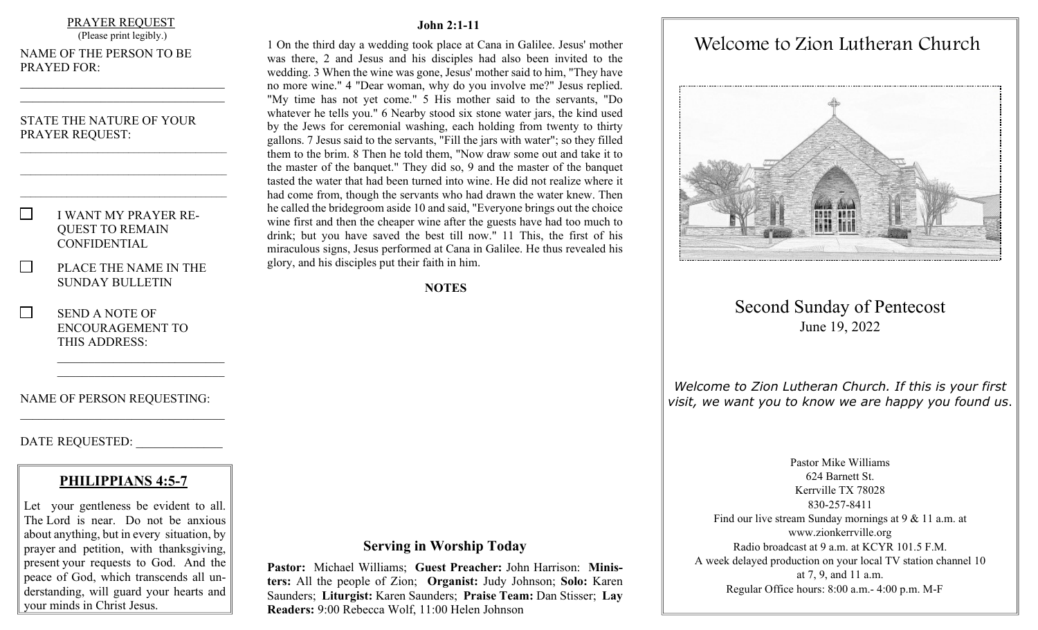PRAYER REQUEST
(Please print legibly.)

NAME OF THE PERSON TO BE PRAYED FOR:

\_\_\_\_\_\_\_\_\_\_\_\_\_\_\_\_\_\_\_\_\_\_\_\_\_\_\_\_\_\_\_\_

\_\_\_\_\_\_\_\_\_\_\_\_\_\_\_\_\_\_\_\_\_\_\_\_\_\_\_\_\_\_\_\_

STATE THE NATURE OF YOUR PRAYER REQUEST:

\_\_\_\_\_\_\_\_\_\_\_\_\_\_\_\_\_\_\_\_\_\_\_\_\_\_\_\_\_\_\_\_

\_\_\_\_\_\_\_\_\_\_\_\_\_\_\_\_\_\_\_\_\_\_\_\_\_\_\_\_\_\_\_\_

\_\_\_\_\_\_\_\_\_\_\_\_\_\_\_\_\_\_\_\_\_\_\_\_\_\_\_\_\_\_\_\_

- ☐ I WANT MY PRAYER REQUEST TO REMAIN CONFIDENTIAL
- ☐ PLACE THE NAME IN THE SUNDAY BULLETIN
- ☐ SEND A NOTE OF ENCOURAGEMENT TO THIS ADDRESS:

\_\_\_\_\_\_\_\_\_\_\_\_\_\_\_\_\_\_\_\_\_\_\_\_\_\_

\_\_\_\_\_\_\_\_\_\_\_\_\_\_\_\_\_\_\_\_\_\_\_\_\_\_

NAME OF PERSON REQUESTING:

\_\_\_\_\_\_\_\_\_\_\_\_\_\_\_\_\_\_\_\_\_\_\_\_\_\_\_\_\_\_\_\_

DATE REQUESTED: \_\_\_\_\_\_\_\_\_\_\_\_\_\_

## PHILIPPIANS 4:5-7

Let your gentleness be evident to all. The Lord is near. Do not be anxious about anything, but in every situation, by prayer and petition, with thanksgiving, present your requests to God. And the peace of God, which transcends all understanding, will guard your hearts and your minds in Christ Jesus.

**John 2:1-11**

1 On the third day a wedding took place at Cana in Galilee. Jesus' mother was there, 2 and Jesus and his disciples had also been invited to the wedding. 3 When the wine was gone, Jesus' mother said to him, "They have no more wine." 4 "Dear woman, why do you involve me?" Jesus replied. "My time has not yet come." 5 His mother said to the servants, "Do whatever he tells you." 6 Nearby stood six stone water jars, the kind used by the Jews for ceremonial washing, each holding from twenty to thirty gallons. 7 Jesus said to the servants, "Fill the jars with water"; so they filled them to the brim. 8 Then he told them, "Now draw some out and take it to the master of the banquet." They did so, 9 and the master of the banquet tasted the water that had been turned into wine. He did not realize where it had come from, though the servants who had drawn the water knew. Then he called the bridegroom aside 10 and said, "Everyone brings out the choice wine first and then the cheaper wine after the guests have had too much to drink; but you have saved the best till now." 11 This, the first of his miraculous signs, Jesus performed at Cana in Galilee. He thus revealed his glory, and his disciples put their faith in him.

**NOTES**

## Serving in Worship Today

**Pastor:** Michael Williams; **Guest Preacher:** John Harrison: **Ministers:** All the people of Zion; **Organist:** Judy Johnson; **Solo:** Karen Saunders; **Liturgist:** Karen Saunders; **Praise Team:** Dan Stisser; **Lay Readers:** 9:00 Rebecca Wolf, 11:00 Helen Johnson

# Welcome to Zion Lutheran Church

## Second Sunday of Pentecost

June 19, 2022

*Welcome to Zion Lutheran Church. If this is your first visit, we want you to know we are happy you found us.*

Pastor Mike Williams
624 Barnett St.
Kerrville TX 78028
830-257-8411
Find our live stream Sunday mornings at 9 & 11 a.m. at www.zionkerrville.org
Radio broadcast at 9 a.m. at KCYR 101.5 F.M.
A week delayed production on your local TV station channel 10 at 7, 9, and 11 a.m.
Regular Office hours: 8:00 a.m.- 4:00 p.m. M-F